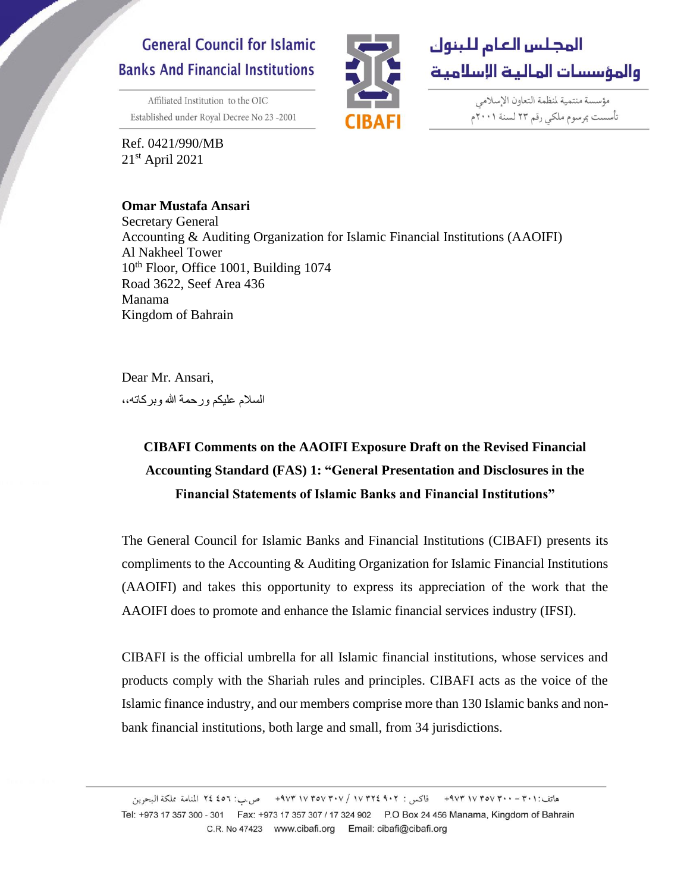General Council for Islamic Banks And Financial Institutions

Affiliated Institution to the OIC
Established under Royal Decree No 23 -2001

المجلس العام للبنوك والمؤسسات المالية الإسلامية

مؤسسة منتمية لمنظمة التعاون الإسلامي
تأسست بمرسوم ملكي رقم ٢٣ لسنة ٢٠٠١م

Ref. 0421/990/MB
21st April 2021

**Omar Mustafa Ansari**
Secretary General
Accounting & Auditing Organization for Islamic Financial Institutions (AAOIFI)
Al Nakheel Tower
10th Floor, Office 1001, Building 1074
Road 3622, Seef Area 436
Manama
Kingdom of Bahrain

Dear Mr. Ansari,

السلام عليكم ورحمة الله وبركاته،،

**CIBAFI Comments on the AAOIFI Exposure Draft on the Revised Financial Accounting Standard (FAS) 1: "General Presentation and Disclosures in the Financial Statements of Islamic Banks and Financial Institutions"**

The General Council for Islamic Banks and Financial Institutions (CIBAFI) presents its compliments to the Accounting & Auditing Organization for Islamic Financial Institutions (AAOIFI) and takes this opportunity to express its appreciation of the work that the AAOIFI does to promote and enhance the Islamic financial services industry (IFSI).

CIBAFI is the official umbrella for all Islamic financial institutions, whose services and products comply with the Shariah rules and principles. CIBAFI acts as the voice of the Islamic finance industry, and our members comprise more than 130 Islamic banks and non-bank financial institutions, both large and small, from 34 jurisdictions.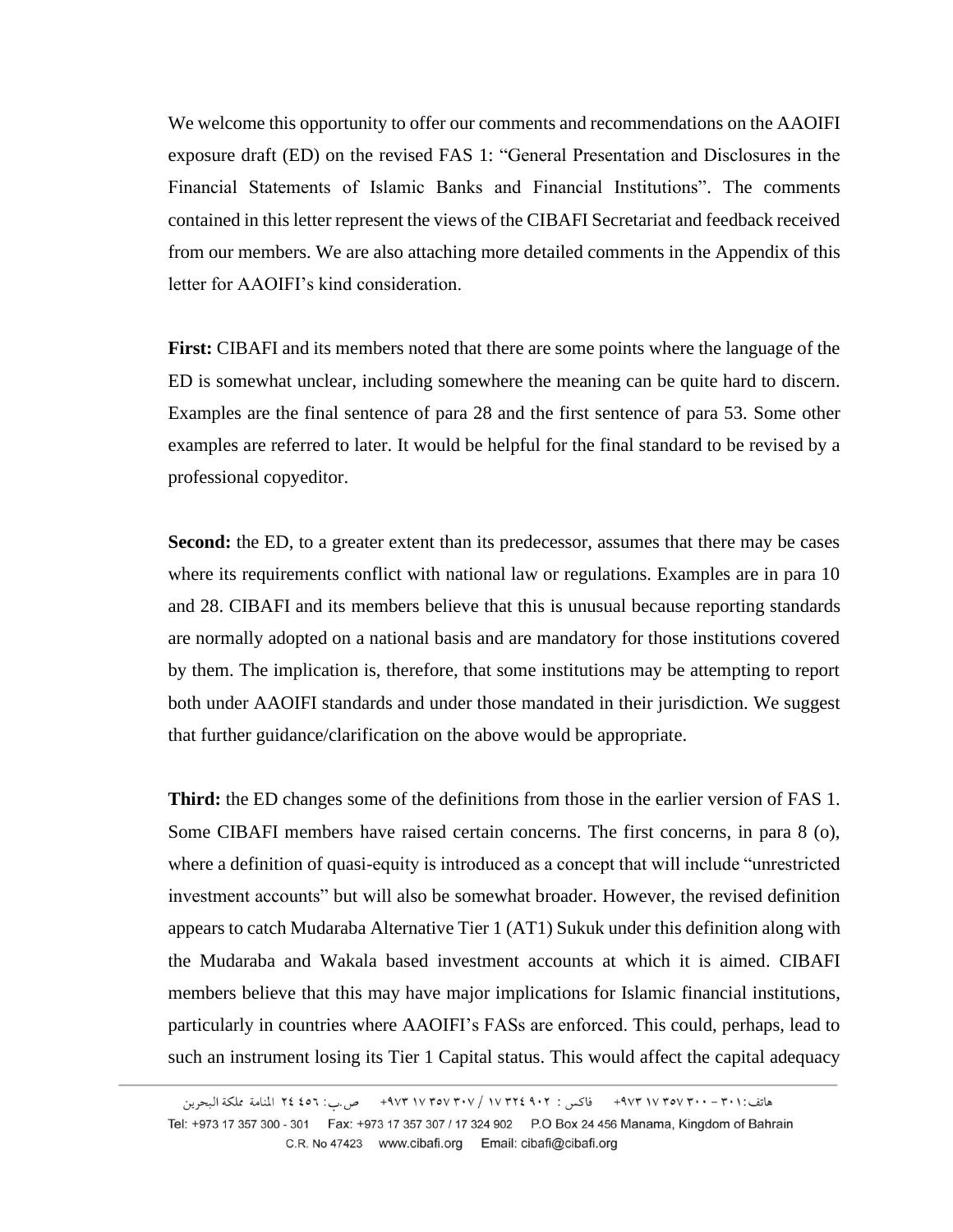We welcome this opportunity to offer our comments and recommendations on the AAOIFI exposure draft (ED) on the revised FAS 1: "General Presentation and Disclosures in the Financial Statements of Islamic Banks and Financial Institutions". The comments contained in this letter represent the views of the CIBAFI Secretariat and feedback received from our members. We are also attaching more detailed comments in the Appendix of this letter for AAOIFI's kind consideration.

**First:** CIBAFI and its members noted that there are some points where the language of the ED is somewhat unclear, including somewhere the meaning can be quite hard to discern. Examples are the final sentence of para 28 and the first sentence of para 53. Some other examples are referred to later. It would be helpful for the final standard to be revised by a professional copyeditor.

**Second:** the ED, to a greater extent than its predecessor, assumes that there may be cases where its requirements conflict with national law or regulations. Examples are in para 10 and 28. CIBAFI and its members believe that this is unusual because reporting standards are normally adopted on a national basis and are mandatory for those institutions covered by them. The implication is, therefore, that some institutions may be attempting to report both under AAOIFI standards and under those mandated in their jurisdiction. We suggest that further guidance/clarification on the above would be appropriate.

**Third:** the ED changes some of the definitions from those in the earlier version of FAS 1. Some CIBAFI members have raised certain concerns. The first concerns, in para 8 (o), where a definition of quasi-equity is introduced as a concept that will include "unrestricted investment accounts" but will also be somewhat broader. However, the revised definition appears to catch Mudaraba Alternative Tier 1 (AT1) Sukuk under this definition along with the Mudaraba and Wakala based investment accounts at which it is aimed. CIBAFI members believe that this may have major implications for Islamic financial institutions, particularly in countries where AAOIFI's FASs are enforced. This could, perhaps, lead to such an instrument losing its Tier 1 Capital status. This would affect the capital adequacy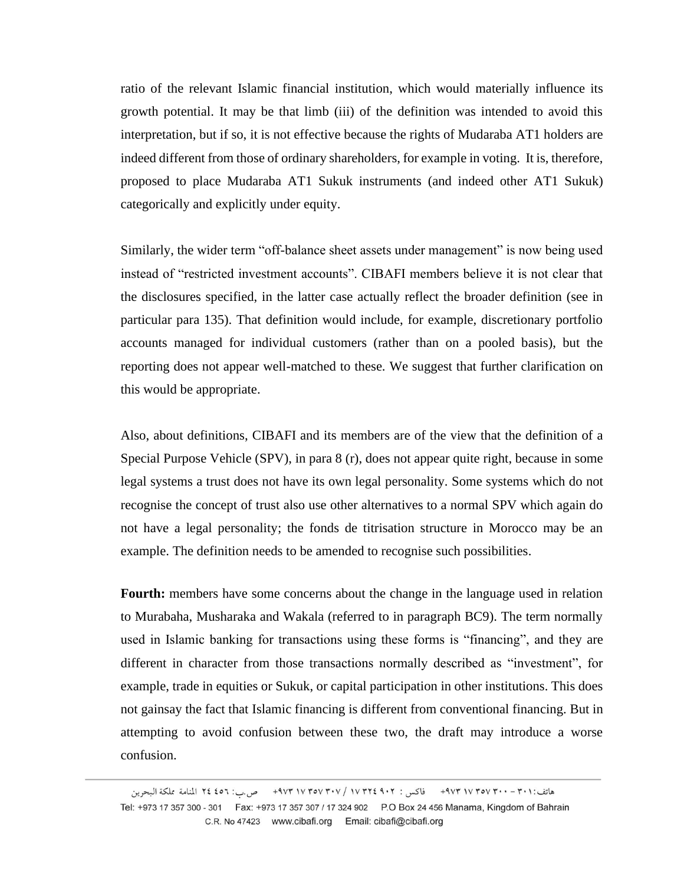ratio of the relevant Islamic financial institution, which would materially influence its growth potential. It may be that limb (iii) of the definition was intended to avoid this interpretation, but if so, it is not effective because the rights of Mudaraba AT1 holders are indeed different from those of ordinary shareholders, for example in voting. It is, therefore, proposed to place Mudaraba AT1 Sukuk instruments (and indeed other AT1 Sukuk) categorically and explicitly under equity.

Similarly, the wider term "off-balance sheet assets under management" is now being used instead of "restricted investment accounts". CIBAFI members believe it is not clear that the disclosures specified, in the latter case actually reflect the broader definition (see in particular para 135). That definition would include, for example, discretionary portfolio accounts managed for individual customers (rather than on a pooled basis), but the reporting does not appear well-matched to these. We suggest that further clarification on this would be appropriate.

Also, about definitions, CIBAFI and its members are of the view that the definition of a Special Purpose Vehicle (SPV), in para 8 (r), does not appear quite right, because in some legal systems a trust does not have its own legal personality. Some systems which do not recognise the concept of trust also use other alternatives to a normal SPV which again do not have a legal personality; the fonds de titrisation structure in Morocco may be an example. The definition needs to be amended to recognise such possibilities.

**Fourth:** members have some concerns about the change in the language used in relation to Murabaha, Musharaka and Wakala (referred to in paragraph BC9). The term normally used in Islamic banking for transactions using these forms is "financing", and they are different in character from those transactions normally described as "investment", for example, trade in equities or Sukuk, or capital participation in other institutions. This does not gainsay the fact that Islamic financing is different from conventional financing. But in attempting to avoid confusion between these two, the draft may introduce a worse confusion.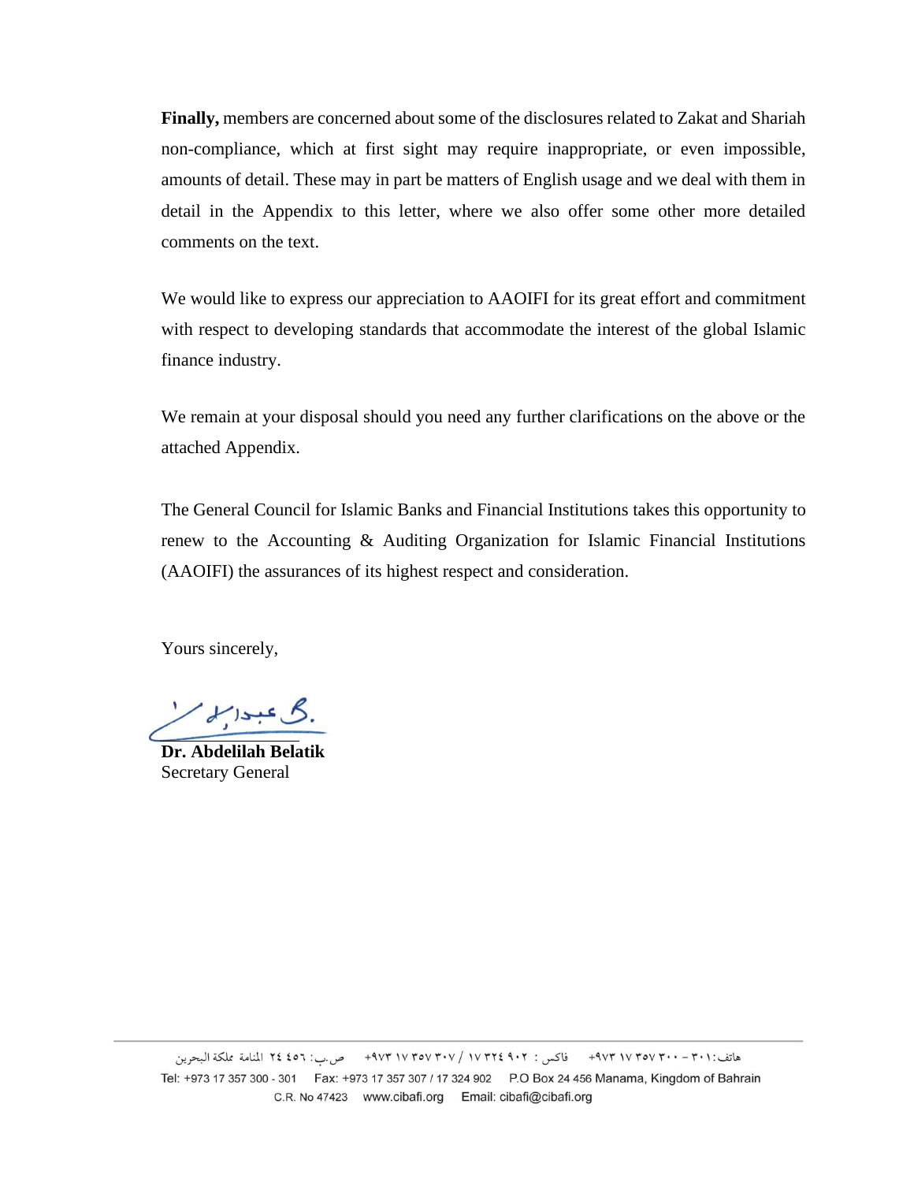**Finally,** members are concerned about some of the disclosures related to Zakat and Shariah non-compliance, which at first sight may require inappropriate, or even impossible, amounts of detail. These may in part be matters of English usage and we deal with them in detail in the Appendix to this letter, where we also offer some other more detailed comments on the text.

We would like to express our appreciation to AAOIFI for its great effort and commitment with respect to developing standards that accommodate the interest of the global Islamic finance industry.

We remain at your disposal should you need any further clarifications on the above or the attached Appendix.

The General Council for Islamic Banks and Financial Institutions takes this opportunity to renew to the Accounting & Auditing Organization for Islamic Financial Institutions (AAOIFI) the assurances of its highest respect and consideration.

Yours sincerely,

**Dr. Abdelilah Belatik**
Secretary General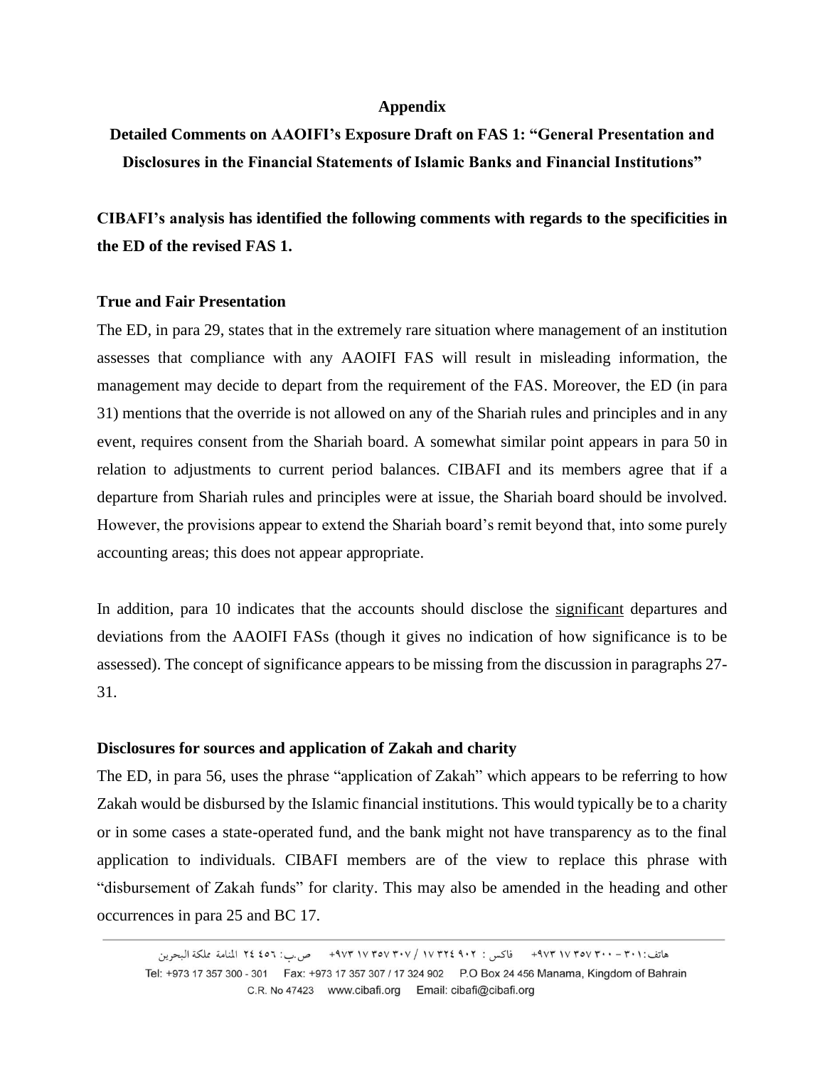**Appendix**

**Detailed Comments on AAOIFI's Exposure Draft on FAS 1: "General Presentation and Disclosures in the Financial Statements of Islamic Banks and Financial Institutions"**

**CIBAFI's analysis has identified the following comments with regards to the specificities in the ED of the revised FAS 1.**

**True and Fair Presentation**

The ED, in para 29, states that in the extremely rare situation where management of an institution assesses that compliance with any AAOIFI FAS will result in misleading information, the management may decide to depart from the requirement of the FAS. Moreover, the ED (in para 31) mentions that the override is not allowed on any of the Shariah rules and principles and in any event, requires consent from the Shariah board. A somewhat similar point appears in para 50 in relation to adjustments to current period balances. CIBAFI and its members agree that if a departure from Shariah rules and principles were at issue, the Shariah board should be involved. However, the provisions appear to extend the Shariah board's remit beyond that, into some purely accounting areas; this does not appear appropriate.

In addition, para 10 indicates that the accounts should disclose the <u>significant</u> departures and deviations from the AAOIFI FASs (though it gives no indication of how significance is to be assessed). The concept of significance appears to be missing from the discussion in paragraphs 27-31.

**Disclosures for sources and application of Zakah and charity**

The ED, in para 56, uses the phrase "application of Zakah" which appears to be referring to how Zakah would be disbursed by the Islamic financial institutions. This would typically be to a charity or in some cases a state-operated fund, and the bank might not have transparency as to the final application to individuals. CIBAFI members are of the view to replace this phrase with "disbursement of Zakah funds" for clarity. This may also be amended in the heading and other occurrences in para 25 and BC 17.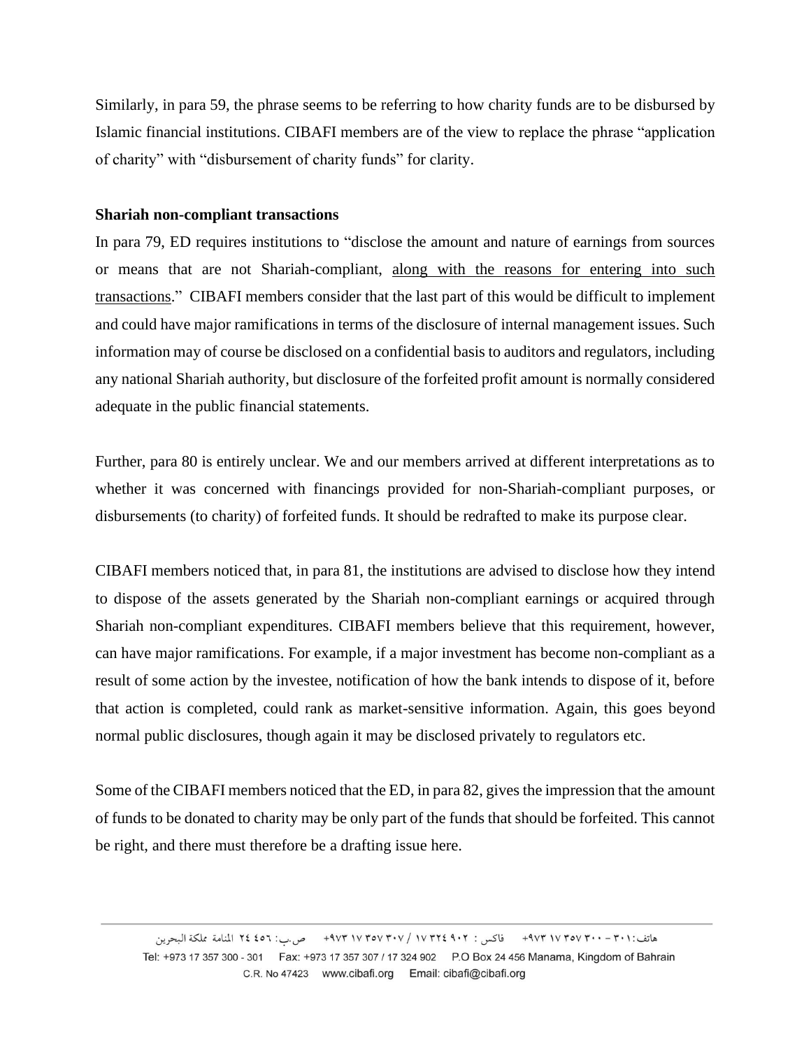Similarly, in para 59, the phrase seems to be referring to how charity funds are to be disbursed by Islamic financial institutions. CIBAFI members are of the view to replace the phrase "application of charity" with "disbursement of charity funds" for clarity.

**Shariah non-compliant transactions**

In para 79, ED requires institutions to "disclose the amount and nature of earnings from sources or means that are not Shariah-compliant, <u>along with the reasons for entering into such transactions</u>." CIBAFI members consider that the last part of this would be difficult to implement and could have major ramifications in terms of the disclosure of internal management issues. Such information may of course be disclosed on a confidential basis to auditors and regulators, including any national Shariah authority, but disclosure of the forfeited profit amount is normally considered adequate in the public financial statements.

Further, para 80 is entirely unclear. We and our members arrived at different interpretations as to whether it was concerned with financings provided for non-Shariah-compliant purposes, or disbursements (to charity) of forfeited funds. It should be redrafted to make its purpose clear.

CIBAFI members noticed that, in para 81, the institutions are advised to disclose how they intend to dispose of the assets generated by the Shariah non-compliant earnings or acquired through Shariah non-compliant expenditures. CIBAFI members believe that this requirement, however, can have major ramifications. For example, if a major investment has become non-compliant as a result of some action by the investee, notification of how the bank intends to dispose of it, before that action is completed, could rank as market-sensitive information. Again, this goes beyond normal public disclosures, though again it may be disclosed privately to regulators etc.

Some of the CIBAFI members noticed that the ED, in para 82, gives the impression that the amount of funds to be donated to charity may be only part of the funds that should be forfeited. This cannot be right, and there must therefore be a drafting issue here.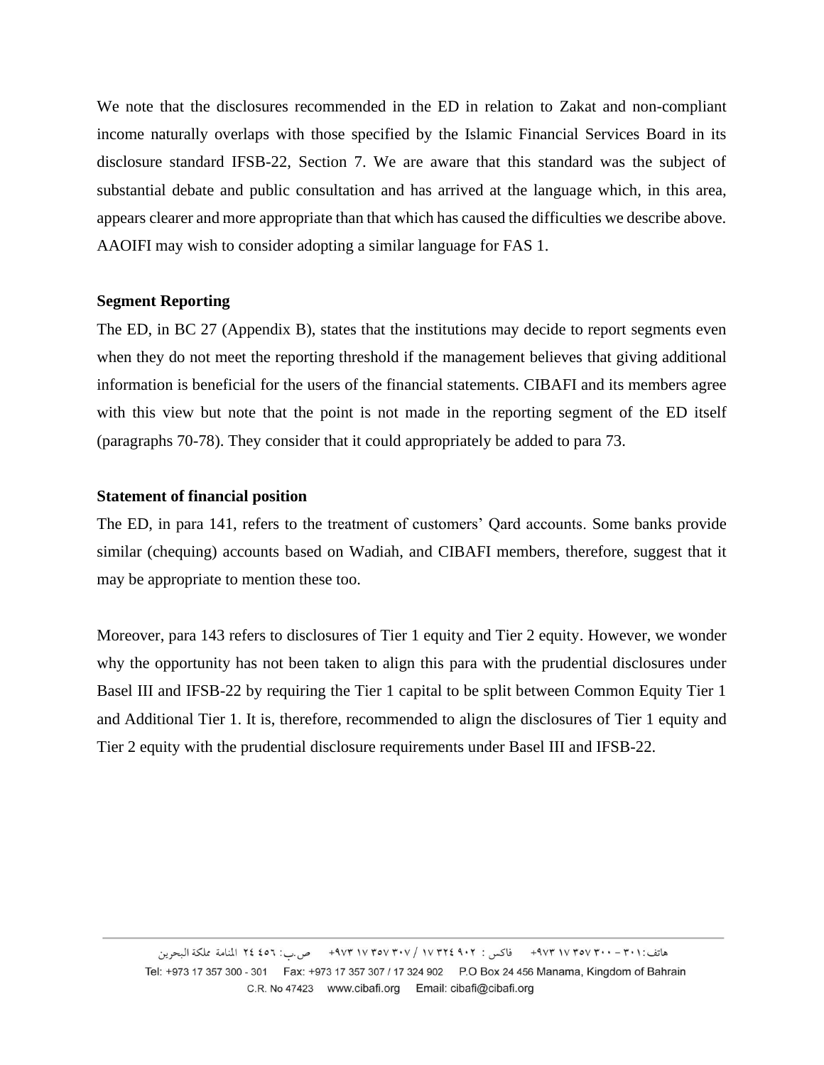We note that the disclosures recommended in the ED in relation to Zakat and non-compliant income naturally overlaps with those specified by the Islamic Financial Services Board in its disclosure standard IFSB-22, Section 7. We are aware that this standard was the subject of substantial debate and public consultation and has arrived at the language which, in this area, appears clearer and more appropriate than that which has caused the difficulties we describe above. AAOIFI may wish to consider adopting a similar language for FAS 1.

**Segment Reporting**

The ED, in BC 27 (Appendix B), states that the institutions may decide to report segments even when they do not meet the reporting threshold if the management believes that giving additional information is beneficial for the users of the financial statements. CIBAFI and its members agree with this view but note that the point is not made in the reporting segment of the ED itself (paragraphs 70-78). They consider that it could appropriately be added to para 73.

**Statement of financial position**

The ED, in para 141, refers to the treatment of customers' Qard accounts. Some banks provide similar (chequing) accounts based on Wadiah, and CIBAFI members, therefore, suggest that it may be appropriate to mention these too.

Moreover, para 143 refers to disclosures of Tier 1 equity and Tier 2 equity. However, we wonder why the opportunity has not been taken to align this para with the prudential disclosures under Basel III and IFSB-22 by requiring the Tier 1 capital to be split between Common Equity Tier 1 and Additional Tier 1. It is, therefore, recommended to align the disclosures of Tier 1 equity and Tier 2 equity with the prudential disclosure requirements under Basel III and IFSB-22.